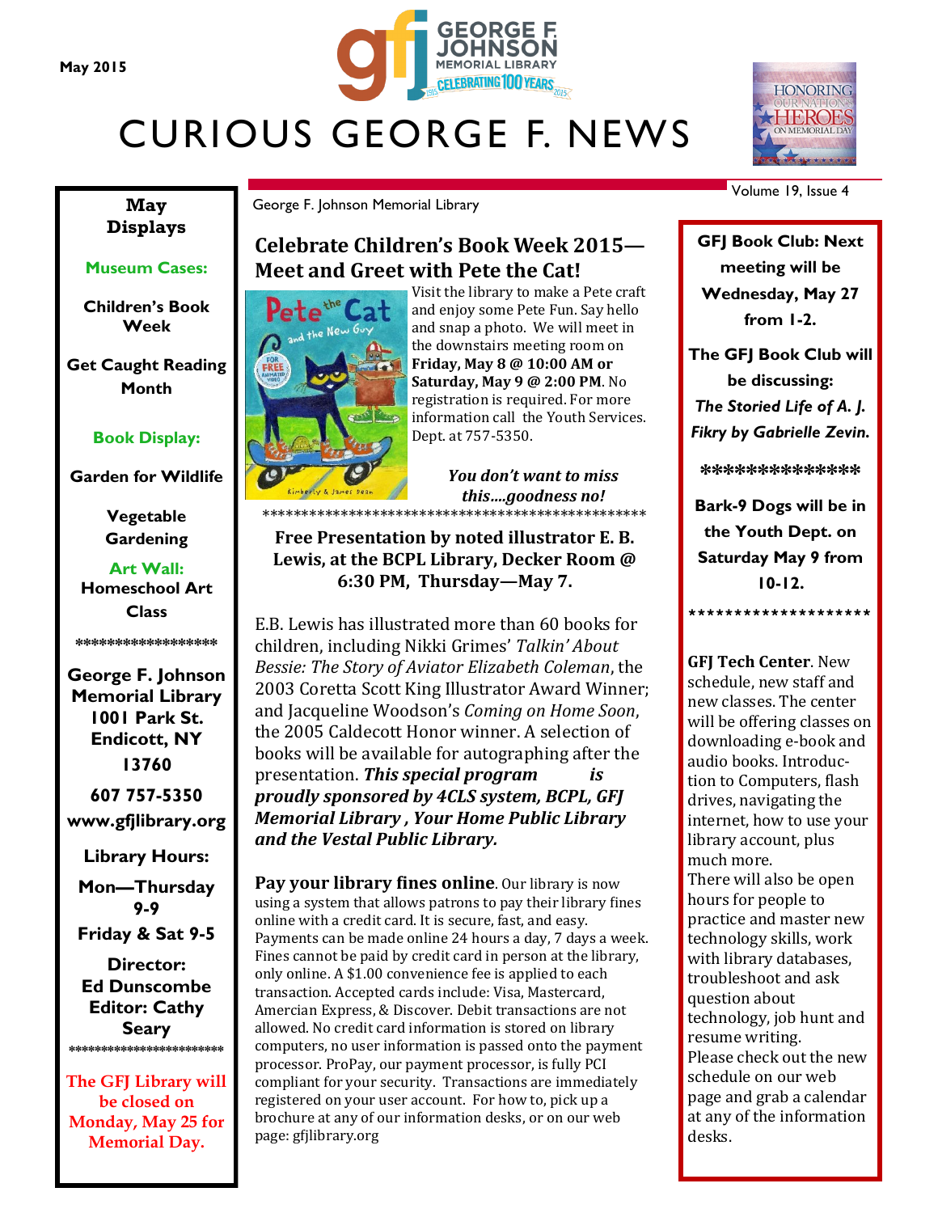May 2015

# CURIOUS GEORGE F. NEWS

Volume 19, Issue 4

George F. Johnson Memorial Library

## May Displays

**Museum Cases:**

**Children's Book Week**

**Get Caught Reading Month**

**Book Display:**

**Garden for Wildlife**

**Vegetable Gardening**

**Art Wall:**
**Homeschool Art Class**

*******************

**George F. Johnson Memorial Library**
**1001 Park St.**
**Endicott, NY 13760**

**607 757-5350**
**www.gfjlibrary.org**

**Library Hours:**

**Mon—Thursday 9-9**

**Friday & Sat 9-5**

**Director:**
**Ed Dunscombe**
**Editor: Cathy Seary**

************************

**The GFJ Library will be closed on Monday, May 25 for Memorial Day.**

## Celebrate Children's Book Week 2015—Meet and Greet with Pete the Cat!

Visit the library to make a Pete craft and enjoy some Pete Fun. Say hello and snap a photo. We will meet in the downstairs meeting room on **Friday, May 8 @ 10:00 AM or Saturday, May 9 @ 2:00 PM**. No registration is required. For more information call the Youth Services. Dept. at 757-5350.

***You don't want to miss this….goodness no!***

*************************************************

**Free Presentation by noted illustrator E. B. Lewis, at the BCPL Library, Decker Room @ 6:30 PM, Thursday—May 7.**

E.B. Lewis has illustrated more than 60 books for children, including Nikki Grimes' *Talkin' About Bessie: The Story of Aviator Elizabeth Coleman*, the 2003 Coretta Scott King Illustrator Award Winner; and Jacqueline Woodson's *Coming on Home Soon*, the 2005 Caldecott Honor winner. A selection of books will be available for autographing after the presentation. ***This special program is proudly sponsored by 4CLS system, BCPL, GFJ Memorial Library , Your Home Public Library and the Vestal Public Library.***

**Pay your library fines online**. Our library is now using a system that allows patrons to pay their library fines online with a credit card. It is secure, fast, and easy. Payments can be made online 24 hours a day, 7 days a week. Fines cannot be paid by credit card in person at the library, only online. A $1.00 convenience fee is applied to each transaction. Accepted cards include: Visa, Mastercard, Amercian Express, & Discover. Debit transactions are not allowed. No credit card information is stored on library computers, no user information is passed onto the payment processor. ProPay, our payment processor, is fully PCI compliant for your security. Transactions are immediately registered on your user account. For how to, pick up a brochure at any of our information desks, or on our web page: gfjlibrary.org

**GFJ Book Club: Next meeting will be Wednesday, May 27 from 1-2.**

**The GFJ Book Club will be discussing: *The Storied Life of A. J. Fikry by Gabrielle Zevin.***

**************

**Bark-9 Dogs will be in the Youth Dept. on Saturday May 9 from 10-12.**

********************

**GFJ Tech Center**. New schedule, new staff and new classes. The center will be offering classes on downloading e-book and audio books. Introduction to Computers, flash drives, navigating the internet, how to use your library account, plus much more.

There will also be open hours for people to practice and master new technology skills, work with library databases, troubleshoot and ask question about technology, job hunt and resume writing.

Please check out the new schedule on our web page and grab a calendar at any of the information desks.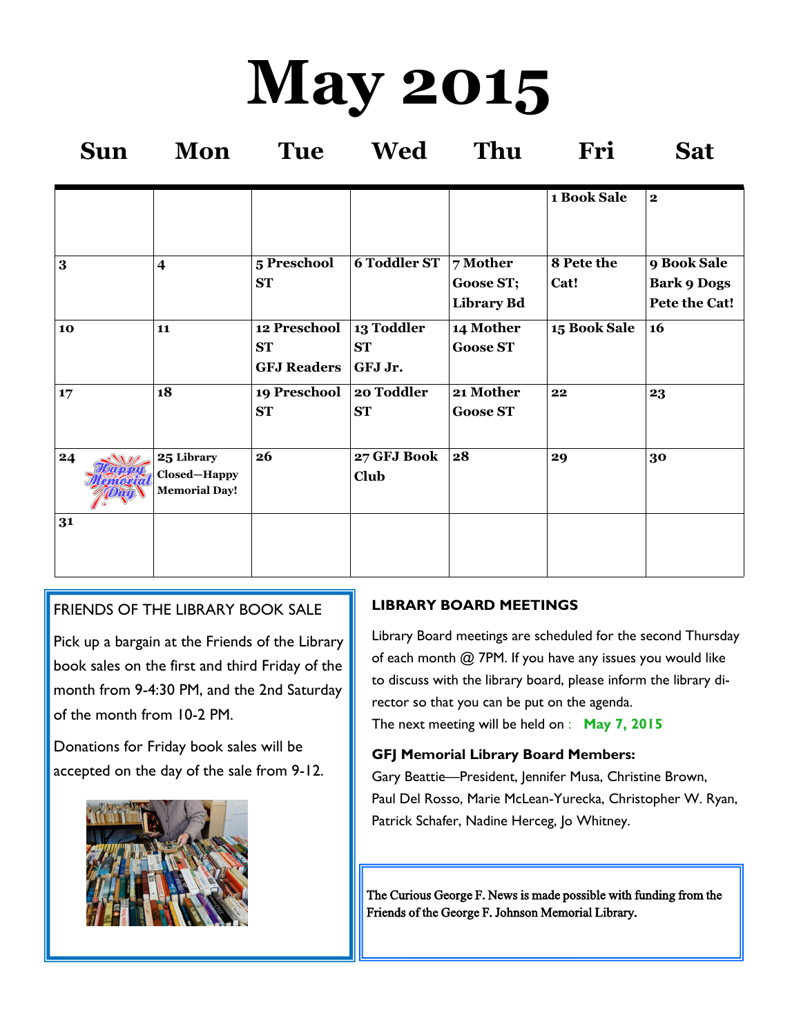# May 2015

| Sun | Mon | Tue | Wed | Thu | Fri | Sat |
|---|---|---|---|---|---|---|
| | | | | | 1 Book Sale | 2 |
| 3 | 4 | 5 Preschool ST | 6 Toddler ST | 7 Mother Goose ST; Library Bd | 8 Pete the Cat! | 9 Book Sale Bark 9 Dogs Pete the Cat! |
| 10 | 11 | 12 Preschool ST GFJ Readers | 13 Toddler ST GFJ Jr. | 14 Mother Goose ST | 15 Book Sale | 16 |
| 17 | 18 | 19 Preschool ST | 20 Toddler ST | 21 Mother Goose ST | 22 | 23 |
| 24 | 25 Library Closed—Happy Memorial Day! | 26 | 27 GFJ Book Club | 28 | 29 | 30 |
| 31 | | | | | | |

## FRIENDS OF THE LIBRARY BOOK SALE

Pick up a bargain at the Friends of the Library book sales on the first and third Friday of the month from 9-4:30 PM, and the 2nd Saturday of the month from 10-2 PM.

Donations for Friday book sales will be accepted on the day of the sale from 9-12.

## LIBRARY BOARD MEETINGS

Library Board meetings are scheduled for the second Thursday of each month @ 7PM. If you have any issues you would like to discuss with the library board, please inform the library director so that you can be put on the agenda.

The next meeting will be held on : **May 7, 2015**

### GFJ Memorial Library Board Members:

Gary Beattie—President, Jennifer Musa, Christine Brown, Paul Del Rosso, Marie McLean-Yurecka, Christopher W. Ryan, Patrick Schafer, Nadine Herceg, Jo Whitney.

The Curious George F. News is made possible with funding from the Friends of the George F. Johnson Memorial Library.